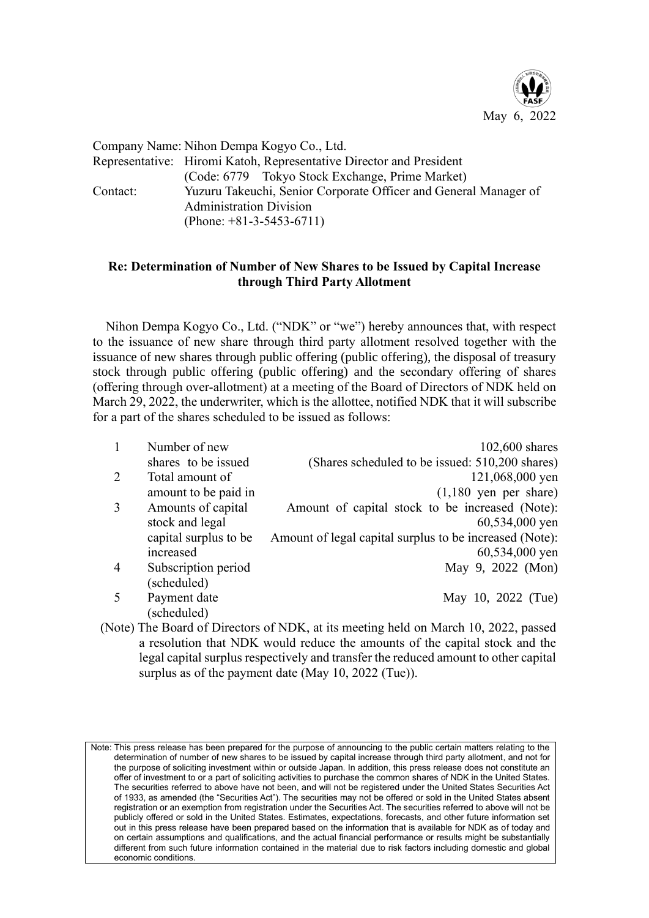May 6, 2022

Company Name: Nihon Dempa Kogyo Co., Ltd.
Representative: Hiromi Katoh, Representative Director and President
(Code: 6779 Tokyo Stock Exchange, Prime Market)
Contact: Yuzuru Takeuchi, Senior Corporate Officer and General Manager of Administration Division
(Phone: +81-3-5453-6711)

## Re: Determination of Number of New Shares to be Issued by Capital Increase through Third Party Allotment

Nihon Dempa Kogyo Co., Ltd. ("NDK" or "we") hereby announces that, with respect to the issuance of new share through third party allotment resolved together with the issuance of new shares through public offering (public offering), the disposal of treasury stock through public offering (public offering) and the secondary offering of shares (offering through over-allotment) at a meeting of the Board of Directors of NDK held on March 29, 2022, the underwriter, which is the allottee, notified NDK that it will subscribe for a part of the shares scheduled to be issued as follows:

| | | |
|---|---|---|
| 1 | Number of new shares to be issued | 102,600 shares (Shares scheduled to be issued: 510,200 shares) |
| 2 | Total amount of amount to be paid in | 121,068,000 yen (1,180 yen per share) |
| 3 | Amounts of capital stock and legal capital surplus to be increased | Amount of capital stock to be increased (Note): 60,534,000 yen<br>Amount of legal capital surplus to be increased (Note): 60,534,000 yen |
| 4 | Subscription period (scheduled) | May 9, 2022 (Mon) |
| 5 | Payment date (scheduled) | May 10, 2022 (Tue) |

(Note) The Board of Directors of NDK, at its meeting held on March 10, 2022, passed a resolution that NDK would reduce the amounts of the capital stock and the legal capital surplus respectively and transfer the reduced amount to other capital surplus as of the payment date (May 10, 2022 (Tue)).

Note: This press release has been prepared for the purpose of announcing to the public certain matters relating to the determination of number of new shares to be issued by capital increase through third party allotment, and not for the purpose of soliciting investment within or outside Japan. In addition, this press release does not constitute an offer of investment to or a part of soliciting activities to purchase the common shares of NDK in the United States. The securities referred to above have not been, and will not be registered under the United States Securities Act of 1933, as amended (the "Securities Act"). The securities may not be offered or sold in the United States absent registration or an exemption from registration under the Securities Act. The securities referred to above will not be publicly offered or sold in the United States. Estimates, expectations, forecasts, and other future information set out in this press release have been prepared based on the information that is available for NDK as of today and on certain assumptions and qualifications, and the actual financial performance or results might be substantially different from such future information contained in the material due to risk factors including domestic and global economic conditions.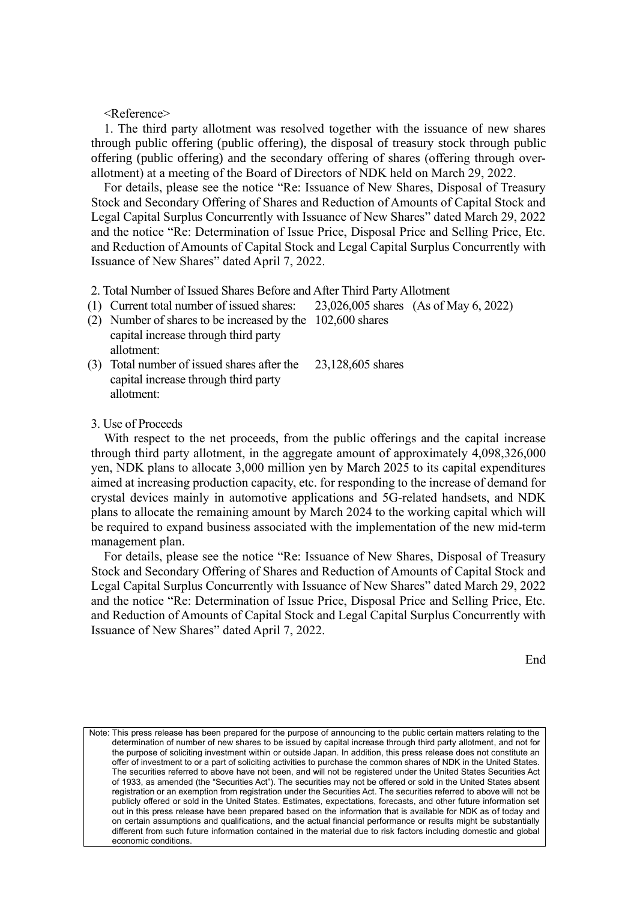<Reference>

1. The third party allotment was resolved together with the issuance of new shares through public offering (public offering), the disposal of treasury stock through public offering (public offering) and the secondary offering of shares (offering through over-allotment) at a meeting of the Board of Directors of NDK held on March 29, 2022.

For details, please see the notice "Re: Issuance of New Shares, Disposal of Treasury Stock and Secondary Offering of Shares and Reduction of Amounts of Capital Stock and Legal Capital Surplus Concurrently with Issuance of New Shares" dated March 29, 2022 and the notice "Re: Determination of Issue Price, Disposal Price and Selling Price, Etc. and Reduction of Amounts of Capital Stock and Legal Capital Surplus Concurrently with Issuance of New Shares" dated April 7, 2022.

2. Total Number of Issued Shares Before and After Third Party Allotment

| | | |
|---|---|---|
| (1) | Current total number of issued shares: | 23,026,005 shares (As of May 6, 2022) |
| (2) | Number of shares to be increased by the capital increase through third party allotment: | 102,600 shares |
| (3) | Total number of issued shares after the capital increase through third party allotment: | 23,128,605 shares |

3. Use of Proceeds

With respect to the net proceeds, from the public offerings and the capital increase through third party allotment, in the aggregate amount of approximately 4,098,326,000 yen, NDK plans to allocate 3,000 million yen by March 2025 to its capital expenditures aimed at increasing production capacity, etc. for responding to the increase of demand for crystal devices mainly in automotive applications and 5G-related handsets, and NDK plans to allocate the remaining amount by March 2024 to the working capital which will be required to expand business associated with the implementation of the new mid-term management plan.

For details, please see the notice "Re: Issuance of New Shares, Disposal of Treasury Stock and Secondary Offering of Shares and Reduction of Amounts of Capital Stock and Legal Capital Surplus Concurrently with Issuance of New Shares" dated March 29, 2022 and the notice "Re: Determination of Issue Price, Disposal Price and Selling Price, Etc. and Reduction of Amounts of Capital Stock and Legal Capital Surplus Concurrently with Issuance of New Shares" dated April 7, 2022.

End

Note: This press release has been prepared for the purpose of announcing to the public certain matters relating to the determination of number of new shares to be issued by capital increase through third party allotment, and not for the purpose of soliciting investment within or outside Japan. In addition, this press release does not constitute an offer of investment to or a part of soliciting activities to purchase the common shares of NDK in the United States. The securities referred to above have not been, and will not be registered under the United States Securities Act of 1933, as amended (the "Securities Act"). The securities may not be offered or sold in the United States absent registration or an exemption from registration under the Securities Act. The securities referred to above will not be publicly offered or sold in the United States. Estimates, expectations, forecasts, and other future information set out in this press release have been prepared based on the information that is available for NDK as of today and on certain assumptions and qualifications, and the actual financial performance or results might be substantially different from such future information contained in the material due to risk factors including domestic and global economic conditions.